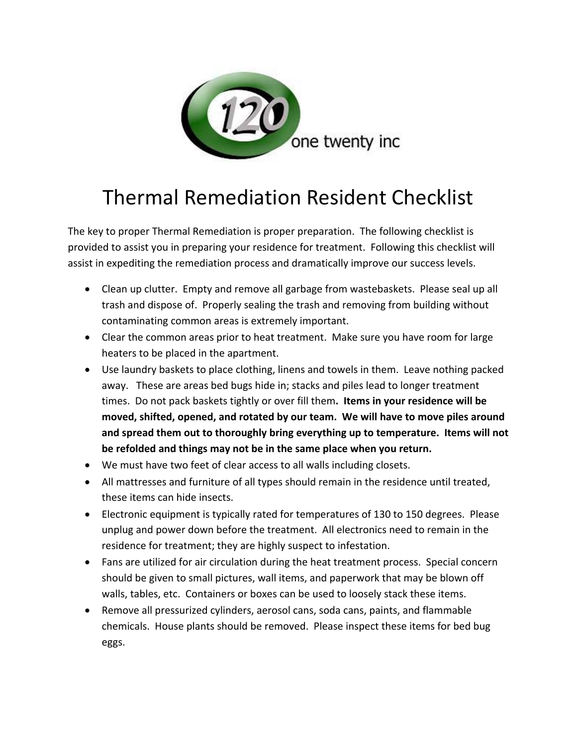120 one twenty inc

# Thermal Remediation Resident Checklist

The key to proper Thermal Remediation is proper preparation. The following checklist is provided to assist you in preparing your residence for treatment. Following this checklist will assist in expediting the remediation process and dramatically improve our success levels.

- Clean up clutter. Empty and remove all garbage from wastebaskets. Please seal up all trash and dispose of. Properly sealing the trash and removing from building without contaminating common areas is extremely important.
- Clear the common areas prior to heat treatment. Make sure you have room for large heaters to be placed in the apartment.
- Use laundry baskets to place clothing, linens and towels in them. Leave nothing packed away. These are areas bed bugs hide in; stacks and piles lead to longer treatment times. Do not pack baskets tightly or over fill them**. Items in your residence will be moved, shifted, opened, and rotated by our team. We will have to move piles around and spread them out to thoroughly bring everything up to temperature. Items will not be refolded and things may not be in the same place when you return.**
- We must have two feet of clear access to all walls including closets.
- All mattresses and furniture of all types should remain in the residence until treated, these items can hide insects.
- Electronic equipment is typically rated for temperatures of 130 to 150 degrees. Please unplug and power down before the treatment. All electronics need to remain in the residence for treatment; they are highly suspect to infestation.
- Fans are utilized for air circulation during the heat treatment process. Special concern should be given to small pictures, wall items, and paperwork that may be blown off walls, tables, etc. Containers or boxes can be used to loosely stack these items.
- Remove all pressurized cylinders, aerosol cans, soda cans, paints, and flammable chemicals. House plants should be removed. Please inspect these items for bed bug eggs.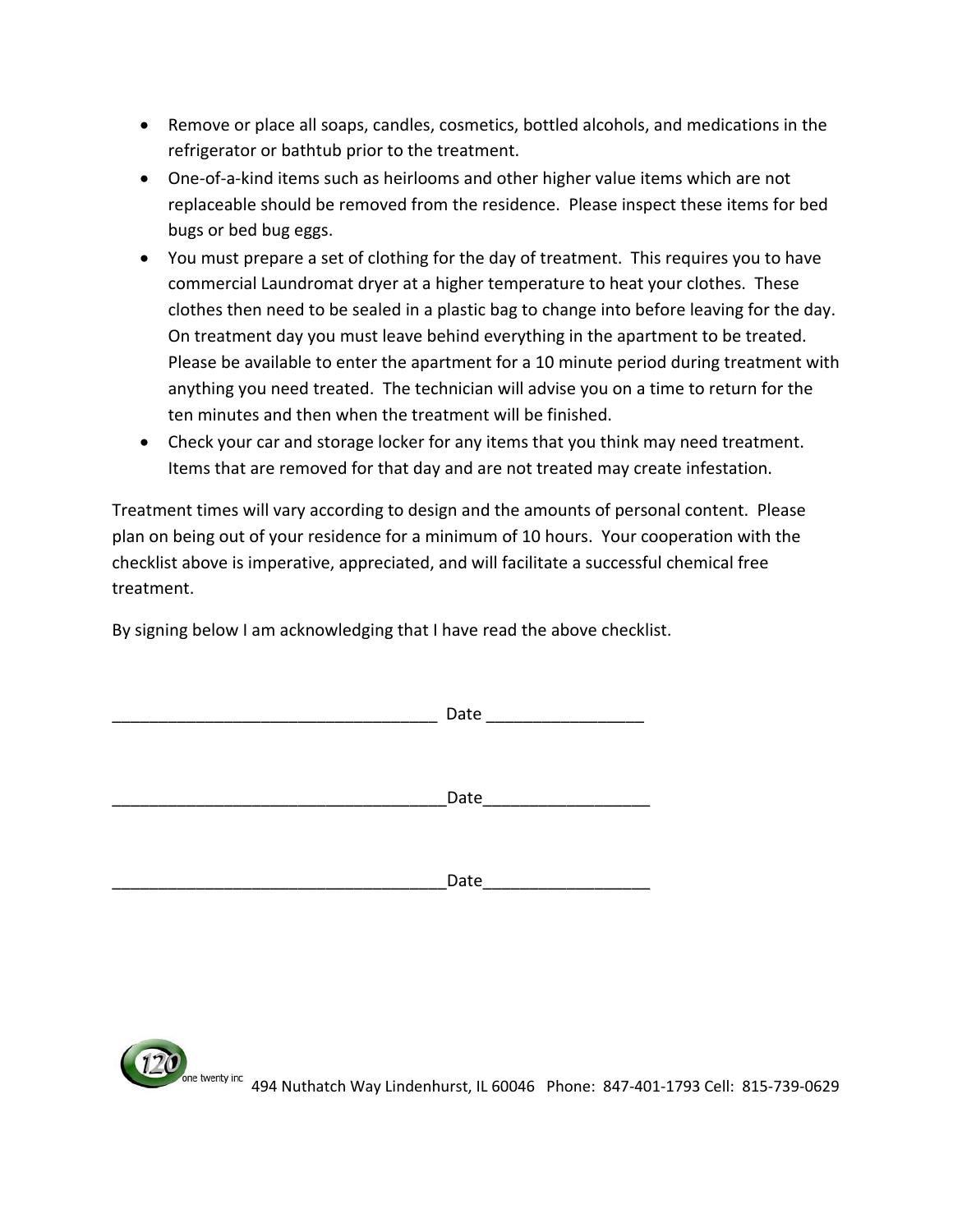- Remove or place all soaps, candles, cosmetics, bottled alcohols, and medications in the refrigerator or bathtub prior to the treatment.
- One-of-a-kind items such as heirlooms and other higher value items which are not replaceable should be removed from the residence. Please inspect these items for bed bugs or bed bug eggs.
- You must prepare a set of clothing for the day of treatment. This requires you to have commercial Laundromat dryer at a higher temperature to heat your clothes. These clothes then need to be sealed in a plastic bag to change into before leaving for the day. On treatment day you must leave behind everything in the apartment to be treated. Please be available to enter the apartment for a 10 minute period during treatment with anything you need treated. The technician will advise you on a time to return for the ten minutes and then when the treatment will be finished.
- Check your car and storage locker for any items that you think may need treatment. Items that are removed for that day and are not treated may create infestation.

Treatment times will vary according to design and the amounts of personal content. Please plan on being out of your residence for a minimum of 10 hours. Your cooperation with the checklist above is imperative, appreciated, and will facilitate a successful chemical free treatment.

By signing below I am acknowledging that I have read the above checklist.

____________________________________ Date _________________

____________________________________ Date __________________

____________________________________ Date __________________

120 one twenty inc 494 Nuthatch Way Lindenhurst, IL 60046 Phone: 847-401-1793 Cell: 815-739-0629